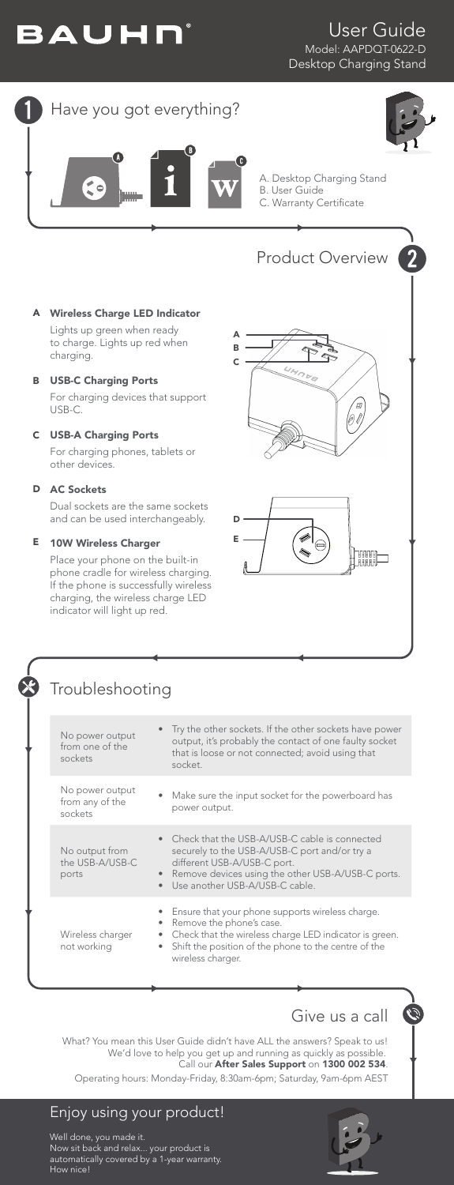# BAUHN®

## User Guide

Model: AAPDQT-0622-D
Desktop Charging Stand

## 1 Have you got everything?

A. Desktop Charging Stand
B. User Guide
C. Warranty Certificate

## Product Overview 2

**A Wireless Charge LED Indicator**

Lights up green when ready to charge. Lights up red when charging.

**B USB-C Charging Ports**

For charging devices that support USB-C.

**C USB-A Charging Ports**

For charging phones, tablets or other devices.

**D AC Sockets**

Dual sockets are the same sockets and can be used interchangeably.

**E 10W Wireless Charger**

Place your phone on the built-in phone cradle for wireless charging. If the phone is successfully wireless charging, the wireless charge LED indicator will light up red.

## Troubleshooting

| Problem | Solution |
| --- | --- |
| No power output from one of the sockets | • Try the other sockets. If the other sockets have power output, it's probably the contact of one faulty socket that is loose or not connected; avoid using that socket. |
| No power output from any of the sockets | • Make sure the input socket for the powerboard has power output. |
| No output from the USB-A/USB-C ports | • Check that the USB-A/USB-C cable is connected securely to the USB-A/USB-C port and/or try a different USB-A/USB-C port.<br>• Remove devices using the other USB-A/USB-C ports.<br>• Use another USB-A/USB-C cable. |
| Wireless charger not working | • Ensure that your phone supports wireless charge.<br>• Remove the phone's case.<br>• Check that the wireless charge LED indicator is green.<br>• Shift the position of the phone to the centre of the wireless charger. |

## Give us a call

What? You mean this User Guide didn't have ALL the answers? Speak to us! We'd love to help you get up and running as quickly as possible. Call our **After Sales Support** on **1300 002 534**.

Operating hours: Monday-Friday, 8:30am-6pm; Saturday, 9am-6pm AEST

## Enjoy using your product!

Well done, you made it.
Now sit back and relax... your product is automatically covered by a 1-year warranty.
How nice!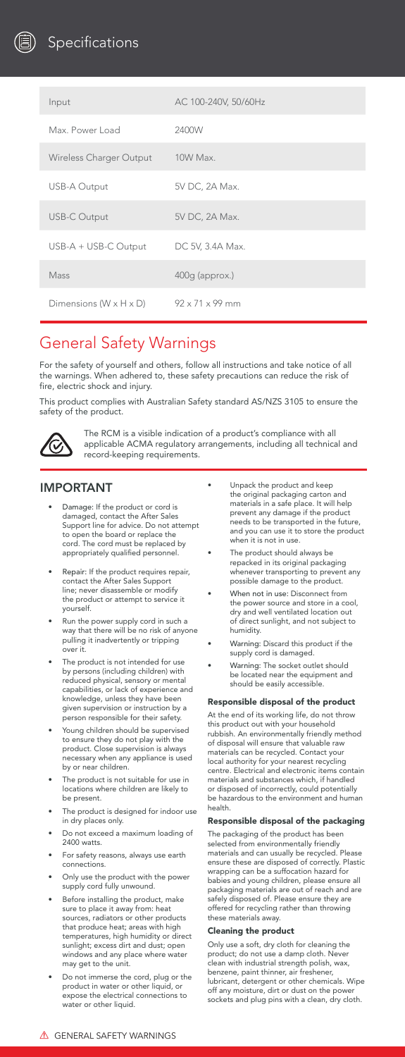## Specifications

| | |
|---|---|
| Input | AC 100-240V, 50/60Hz |
| Max. Power Load | 2400W |
| Wireless Charger Output | 10W Max. |
| USB-A Output | 5V DC, 2A Max. |
| USB-C Output | 5V DC, 2A Max. |
| USB-A + USB-C Output | DC 5V, 3.4A Max. |
| Mass | 400g (approx.) |
| Dimensions (W x H x D) | 92 x 71 x 99 mm |

# General Safety Warnings

For the safety of yourself and others, follow all instructions and take notice of all the warnings. When adhered to, these safety precautions can reduce the risk of fire, electric shock and injury.

This product complies with Australian Safety standard AS/NZS 3105 to ensure the safety of the product.

The RCM is a visible indication of a product's compliance with all applicable ACMA regulatory arrangements, including all technical and record-keeping requirements.

## IMPORTANT

- **Damage:** If the product or cord is damaged, contact the After Sales Support line for advice. Do not attempt to open the board or replace the cord. The cord must be replaced by appropriately qualified personnel.
- **Repair:** If the product requires repair, contact the After Sales Support line; never disassemble or modify the product or attempt to service it yourself.
- Run the power supply cord in such a way that there will be no risk of anyone pulling it inadvertently or tripping over it.
- The product is not intended for use by persons (including children) with reduced physical, sensory or mental capabilities, or lack of experience and knowledge, unless they have been given supervision or instruction by a person responsible for their safety.
- Young children should be supervised to ensure they do not play with the product. Close supervision is always necessary when any appliance is used by or near children.
- The product is not suitable for use in locations where children are likely to be present.
- The product is designed for indoor use in dry places only.
- Do not exceed a maximum loading of 2400 watts.
- For safety reasons, always use earth connections.
- Only use the product with the power supply cord fully unwound.
- Before installing the product, make sure to place it away from: heat sources, radiators or other products that produce heat; areas with high temperatures, high humidity or direct sunlight; excess dirt and dust; open windows and any place where water may get to the unit.
- Do not immerse the cord, plug or the product in water or other liquid, or expose the electrical connections to water or other liquid.
- Unpack the product and keep the original packaging carton and materials in a safe place. It will help prevent any damage if the product needs to be transported in the future, and you can use it to store the product when it is not in use.
- The product should always be repacked in its original packaging whenever transporting to prevent any possible damage to the product.
- **When not in use:** Disconnect from the power source and store in a cool, dry and well ventilated location out of direct sunlight, and not subject to humidity.
- **Warning:** Discard this product if the supply cord is damaged.
- **Warning:** The socket outlet should be located near the equipment and should be easily accessible.

### Responsible disposal of the product

At the end of its working life, do not throw this product out with your household rubbish. An environmentally friendly method of disposal will ensure that valuable raw materials can be recycled. Contact your local authority for your nearest recycling centre. Electrical and electronic items contain materials and substances which, if handled or disposed of incorrectly, could potentially be hazardous to the environment and human health.

### Responsible disposal of the packaging

The packaging of the product has been selected from environmentally friendly materials and can usually be recycled. Please ensure these are disposed of correctly. Plastic wrapping can be a suffocation hazard for babies and young children, please ensure all packaging materials are out of reach and are safely disposed of. Please ensure they are offered for recycling rather than throwing these materials away.

### Cleaning the product

Only use a soft, dry cloth for cleaning the product; do not use a damp cloth. Never clean with industrial strength polish, wax, benzene, paint thinner, air freshener, lubricant, detergent or other chemicals. Wipe off any moisture, dirt or dust on the power sockets and plug pins with a clean, dry cloth.